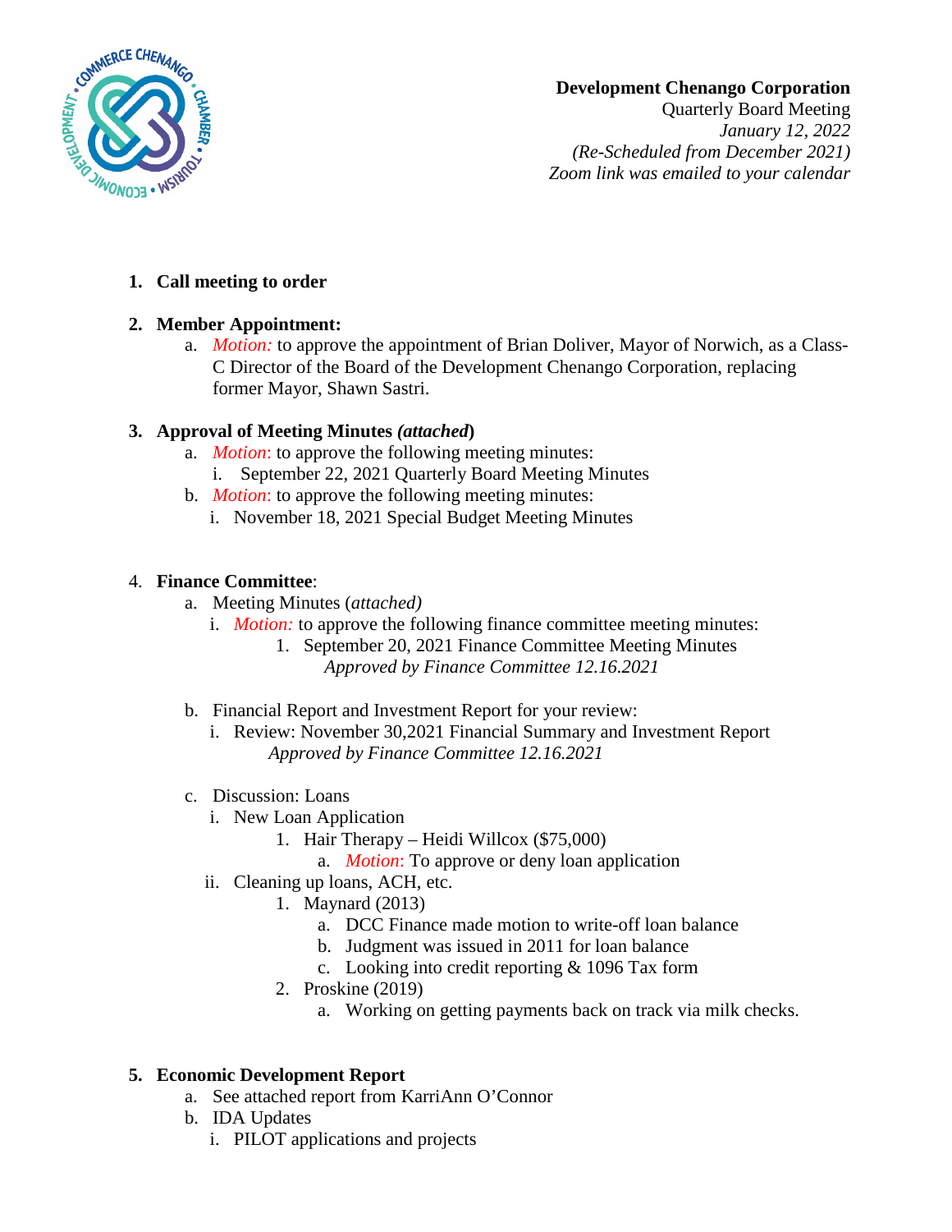**Development Chenango Corporation**
Quarterly Board Meeting
*January 12, 2022*
*(Re-Scheduled from December 2021)*
*Zoom link was emailed to your calendar*

1. **Call meeting to order**

2. **Member Appointment:**
   a. *Motion:* to approve the appointment of Brian Doliver, Mayor of Norwich, as a Class-C Director of the Board of the Development Chenango Corporation, replacing former Mayor, Shawn Sastri.

3. **Approval of Meeting Minutes *(attached*)**
   a. *Motion*: to approve the following meeting minutes:
      i. September 22, 2021 Quarterly Board Meeting Minutes
   b. *Motion*: to approve the following meeting minutes:
      i. November 18, 2021 Special Budget Meeting Minutes

4. **Finance Committee**:
   a. Meeting Minutes (*attached)*
      i. *Motion:* to approve the following finance committee meeting minutes:
         1. September 20, 2021 Finance Committee Meeting Minutes
            *Approved by Finance Committee 12.16.2021*

   b. Financial Report and Investment Report for your review:
      i. Review: November 30,2021 Financial Summary and Investment Report
         *Approved by Finance Committee 12.16.2021*

   c. Discussion: Loans
      i. New Loan Application
         1. Hair Therapy – Heidi Willcox ($75,000)
            a. *Motion*: To approve or deny loan application
      ii. Cleaning up loans, ACH, etc.
         1. Maynard (2013)
            a. DCC Finance made motion to write-off loan balance
            b. Judgment was issued in 2011 for loan balance
            c. Looking into credit reporting & 1096 Tax form
         2. Proskine (2019)
            a. Working on getting payments back on track via milk checks.

5. **Economic Development Report**
   a. See attached report from KarriAnn O'Connor
   b. IDA Updates
      i. PILOT applications and projects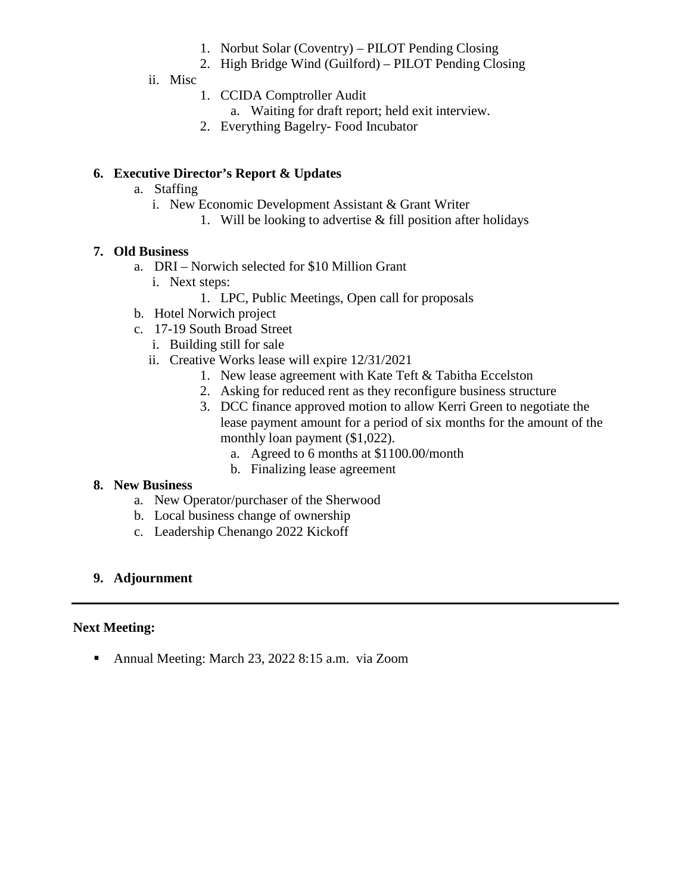1. Norbut Solar (Coventry) – PILOT Pending Closing
2. High Bridge Wind (Guilford) – PILOT Pending Closing

ii. Misc

1. CCIDA Comptroller Audit
   a. Waiting for draft report; held exit interview.
2. Everything Bagelry- Food Incubator

**6. Executive Director's Report & Updates**

a. Staffing
   i. New Economic Development Assistant & Grant Writer
      1. Will be looking to advertise & fill position after holidays

**7. Old Business**

a. DRI – Norwich selected for $10 Million Grant
   i. Next steps:
      1. LPC, Public Meetings, Open call for proposals
b. Hotel Norwich project
c. 17-19 South Broad Street
   i. Building still for sale
   ii. Creative Works lease will expire 12/31/2021
      1. New lease agreement with Kate Teft & Tabitha Eccelston
      2. Asking for reduced rent as they reconfigure business structure
      3. DCC finance approved motion to allow Kerri Green to negotiate the lease payment amount for a period of six months for the amount of the monthly loan payment ($1,022).
         a. Agreed to 6 months at $1100.00/month
         b. Finalizing lease agreement

**8. New Business**

a. New Operator/purchaser of the Sherwood
b. Local business change of ownership
c. Leadership Chenango 2022 Kickoff

**9. Adjournment**

---

**Next Meeting:**

- Annual Meeting: March 23, 2022 8:15 a.m. via Zoom